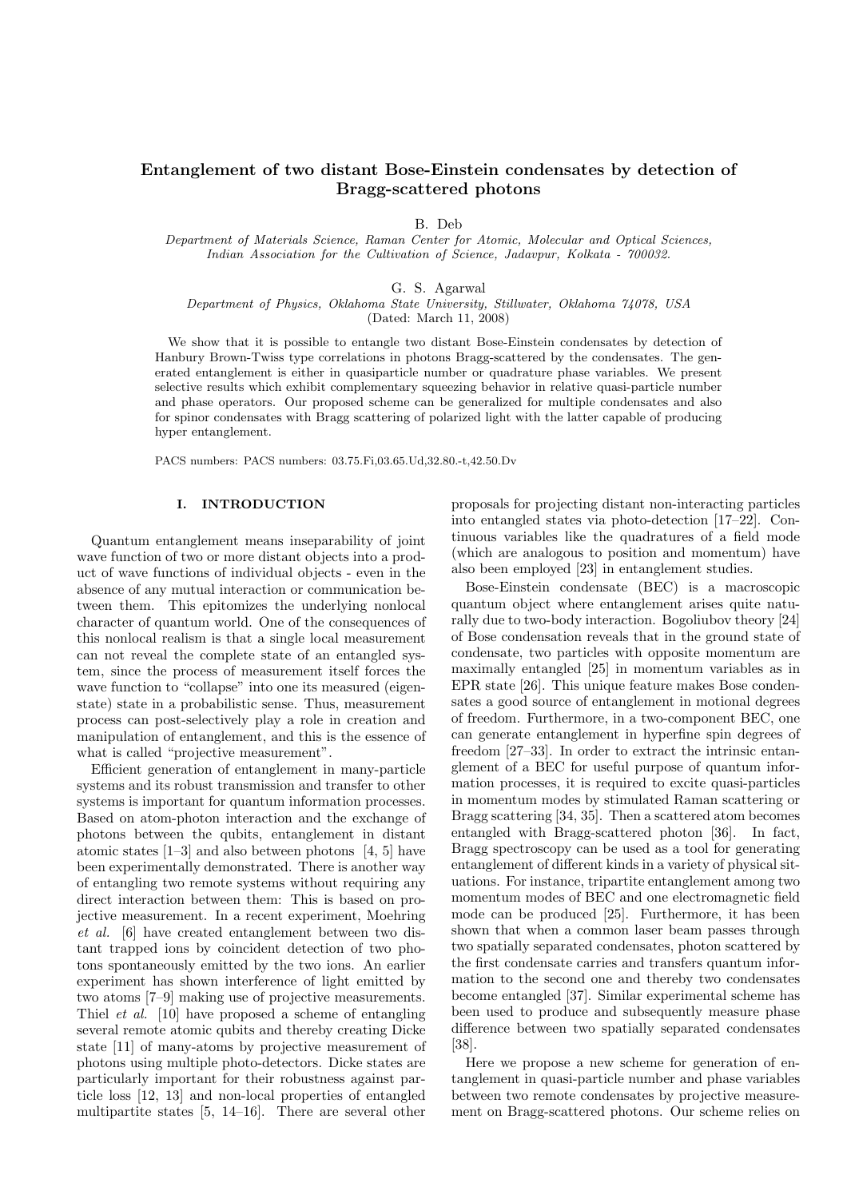# Entanglement of two distant Bose-Einstein condensates by detection of Bragg-scattered photons

B. Deb

*Department of Materials Science, Raman Center for Atomic, Molecular and Optical Sciences, Indian Association for the Cultivation of Science, Jadavpur, Kolkata - 700032.*

G. S. Agarwal

*Department of Physics, Oklahoma State University, Stillwater, Oklahoma 74078, USA*

(Dated: March 11, 2008)

We show that it is possible to entangle two distant Bose-Einstein condensates by detection of Hanbury Brown-Twiss type correlations in photons Bragg-scattered by the condensates. The generated entanglement is either in quasiparticle number or quadrature phase variables. We present selective results which exhibit complementary squeezing behavior in relative quasi-particle number and phase operators. Our proposed scheme can be generalized for multiple condensates and also for spinor condensates with Bragg scattering of polarized light with the latter capable of producing hyper entanglement.

PACS numbers: PACS numbers: 03.75.Fi,03.65.Ud,32.80.-t,42.50.Dv

## I. INTRODUCTION

Quantum entanglement means inseparability of joint wave function of two or more distant objects into a product of wave functions of individual objects - even in the absence of any mutual interaction or communication between them. This epitomizes the underlying nonlocal character of quantum world. One of the consequences of this nonlocal realism is that a single local measurement can not reveal the complete state of an entangled system, since the process of measurement itself forces the wave function to "collapse" into one its measured (eigenstate) state in a probabilistic sense. Thus, measurement process can post-selectively play a role in creation and manipulation of entanglement, and this is the essence of what is called "projective measurement".

Efficient generation of entanglement in many-particle systems and its robust transmission and transfer to other systems is important for quantum information processes. Based on atom-photon interaction and the exchange of photons between the qubits, entanglement in distant atomic states [1–3] and also between photons [4, 5] have been experimentally demonstrated. There is another way of entangling two remote systems without requiring any direct interaction between them: This is based on projective measurement. In a recent experiment, Moehring *et al.* [6] have created entanglement between two distant trapped ions by coincident detection of two photons spontaneously emitted by the two ions. An earlier experiment has shown interference of light emitted by two atoms [7–9] making use of projective measurements. Thiel *et al.* [10] have proposed a scheme of entangling several remote atomic qubits and thereby creating Dicke state [11] of many-atoms by projective measurement of photons using multiple photo-detectors. Dicke states are particularly important for their robustness against particle loss [12, 13] and non-local properties of entangled multipartite states [5, 14–16]. There are several other proposals for projecting distant non-interacting particles into entangled states via photo-detection [17–22]. Continuous variables like the quadratures of a field mode (which are analogous to position and momentum) have also been employed [23] in entanglement studies.

Bose-Einstein condensate (BEC) is a macroscopic quantum object where entanglement arises quite naturally due to two-body interaction. Bogoliubov theory [24] of Bose condensation reveals that in the ground state of condensate, two particles with opposite momentum are maximally entangled [25] in momentum variables as in EPR state [26]. This unique feature makes Bose condensates a good source of entanglement in motional degrees of freedom. Furthermore, in a two-component BEC, one can generate entanglement in hyperfine spin degrees of freedom [27–33]. In order to extract the intrinsic entanglement of a BEC for useful purpose of quantum information processes, it is required to excite quasi-particles in momentum modes by stimulated Raman scattering or Bragg scattering [34, 35]. Then a scattered atom becomes entangled with Bragg-scattered photon [36]. In fact, Bragg spectroscopy can be used as a tool for generating entanglement of different kinds in a variety of physical situations. For instance, tripartite entanglement among two momentum modes of BEC and one electromagnetic field mode can be produced [25]. Furthermore, it has been shown that when a common laser beam passes through two spatially separated condensates, photon scattered by the first condensate carries and transfers quantum information to the second one and thereby two condensates become entangled [37]. Similar experimental scheme has been used to produce and subsequently measure phase difference between two spatially separated condensates [38].

Here we propose a new scheme for generation of entanglement in quasi-particle number and phase variables between two remote condensates by projective measurement on Bragg-scattered photons. Our scheme relies on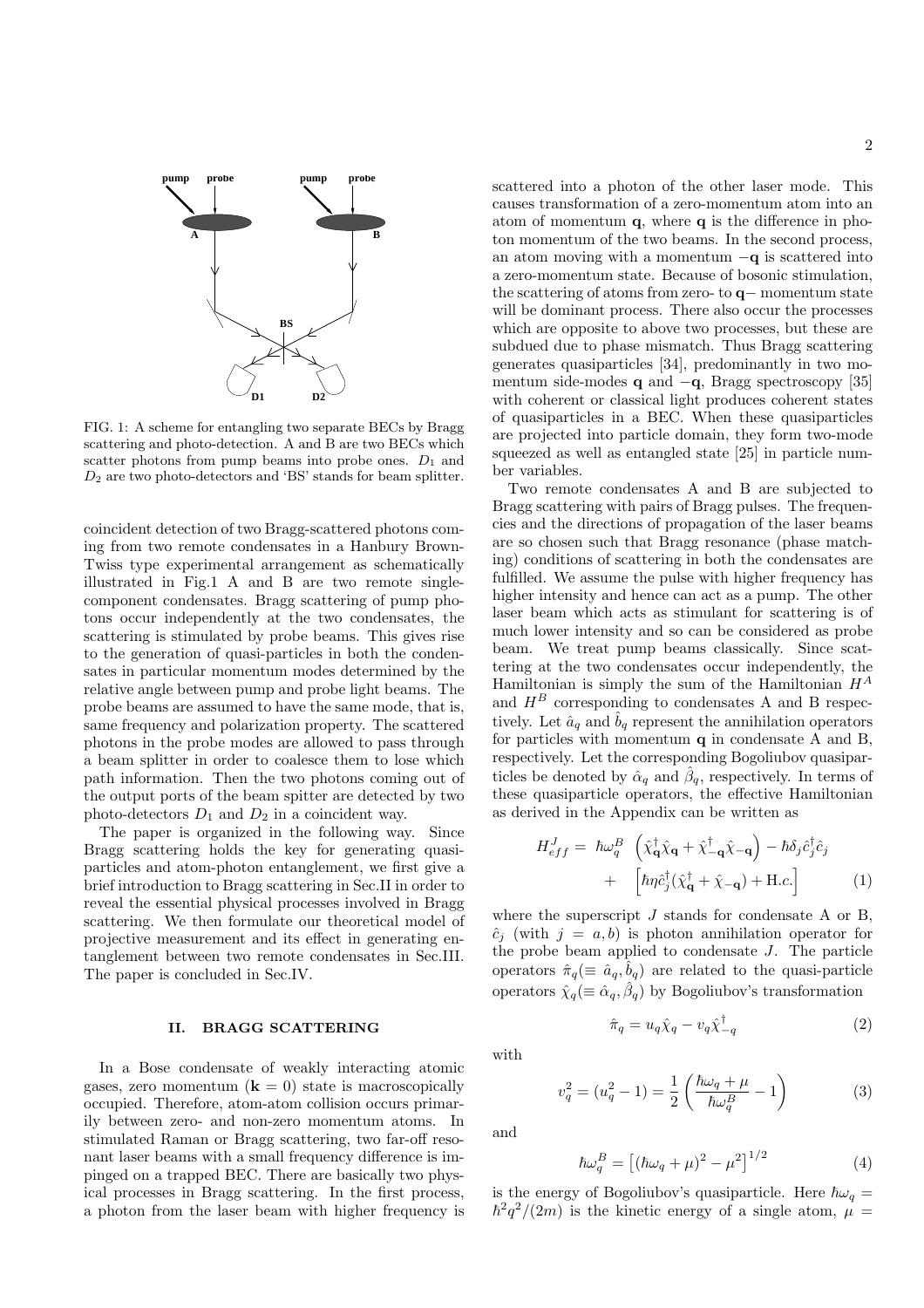FIG. 1: A scheme for entangling two separate BECs by Bragg scattering and photo-detection. A and B are two BECs which scatter photons from pump beams into probe ones. $D_1$ and $D_2$ are two photo-detectors and 'BS' stands for beam splitter.

coincident detection of two Bragg-scattered photons coming from two remote condensates in a Hanbury Brown-Twiss type experimental arrangement as schematically illustrated in Fig.1 A and B are two remote single-component condensates. Bragg scattering of pump photons occur independently at the two condensates, the scattering is stimulated by probe beams. This gives rise to the generation of quasi-particles in both the condensates in particular momentum modes determined by the relative angle between pump and probe light beams. The probe beams are assumed to have the same mode, that is, same frequency and polarization property. The scattered photons in the probe modes are allowed to pass through a beam splitter in order to coalesce them to lose which path information. Then the two photons coming out of the output ports of the beam spitter are detected by two photo-detectors $D_1$ and $D_2$ in a coincident way.

The paper is organized in the following way. Since Bragg scattering holds the key for generating quasi-particles and atom-photon entanglement, we first give a brief introduction to Bragg scattering in Sec.II in order to reveal the essential physical processes involved in Bragg scattering. We then formulate our theoretical model of projective measurement and its effect in generating entanglement between two remote condensates in Sec.III. The paper is concluded in Sec.IV.

## II. BRAGG SCATTERING

In a Bose condensate of weakly interacting atomic gases, zero momentum ($\mathbf{k} = 0$) state is macroscopically occupied. Therefore, atom-atom collision occurs primarily between zero- and non-zero momentum atoms. In stimulated Raman or Bragg scattering, two far-off resonant laser beams with a small frequency difference is impinged on a trapped BEC. There are basically two physical processes in Bragg scattering. In the first process, a photon from the laser beam with higher frequency is scattered into a photon of the other laser mode. This causes transformation of a zero-momentum atom into an atom of momentum $\mathbf{q}$, where $\mathbf{q}$ is the difference in photon momentum of the two beams. In the second process, an atom moving with a momentum $-\mathbf{q}$ is scattered into a zero-momentum state. Because of bosonic stimulation, the scattering of atoms from zero- to $\mathbf{q}-$ momentum state will be dominant process. There also occur the processes which are opposite to above two processes, but these are subdued due to phase mismatch. Thus Bragg scattering generates quasiparticles [34], predominantly in two momentum side-modes $\mathbf{q}$ and $-\mathbf{q}$, Bragg spectroscopy [35] with coherent or classical light produces coherent states of quasiparticles in a BEC. When these quasiparticles are projected into particle domain, they form two-mode squeezed as well as entangled state [25] in particle number variables.

Two remote condensates A and B are subjected to Bragg scattering with pairs of Bragg pulses. The frequencies and the directions of propagation of the laser beams are so chosen such that Bragg resonance (phase matching) conditions of scattering in both the condensates are fulfilled. We assume the pulse with higher frequency has higher intensity and hence can act as a pump. The other laser beam which acts as stimulant for scattering is of much lower intensity and so can be considered as probe beam. We treat pump beams classically. Since scattering at the two condensates occur independently, the Hamiltonian is simply the sum of the Hamiltonian $H^A$ and $H^B$ corresponding to condensates A and B respectively. Let $\hat{a}_q$ and $\hat{b}_q$ represent the annihilation operators for particles with momentum $\mathbf{q}$ in condensate A and B, respectively. Let the corresponding Bogoliubov quasiparticles be denoted by $\hat{\alpha}_q$ and $\hat{\beta}_q$, respectively. In terms of these quasiparticle operators, the effective Hamiltonian as derived in the Appendix can be written as

$$H^J_{eff} = \hbar\omega^B_q \left(\hat{\chi}^\dagger_{\mathbf{q}}\hat{\chi}_{\mathbf{q}} + \hat{\chi}^\dagger_{-\mathbf{q}}\hat{\chi}_{-\mathbf{q}}\right) - \hbar\delta_j\hat{c}^\dagger_j\hat{c}_j + \left[\hbar\eta\hat{c}^\dagger_j(\hat{\chi}^\dagger_{\mathbf{q}} + \hat{\chi}_{-\mathbf{q}}) + \text{H.}c.\right] \quad (1)$$

where the superscript $J$ stands for condensate A or B, $\hat{c}_j$ (with $j = a, b$) is photon annihilation operator for the probe beam applied to condensate $J$. The particle operators $\hat{\pi}_q (\equiv \hat{a}_q, \hat{b}_q)$ are related to the quasi-particle operators $\hat{\chi}_q (\equiv \hat{\alpha}_q, \hat{\beta}_q)$ by Bogoliubov's transformation

$$\hat{\pi}_q = u_q\hat{\chi}_q - v_q\hat{\chi}^\dagger_{-q} \quad (2)$$

with

$$v_q^2 = (u_q^2 - 1) = \frac{1}{2}\left(\frac{\hbar\omega_q + \mu}{\hbar\omega^B_q} - 1\right) \quad (3)$$

and

$$\hbar\omega^B_q = \left[(\hbar\omega_q + \mu)^2 - \mu^2\right]^{1/2} \quad (4)$$

is the energy of Bogoliubov's quasiparticle. Here $\hbar\omega_q = \hbar^2q^2/(2m)$ is the kinetic energy of a single atom, $\mu =$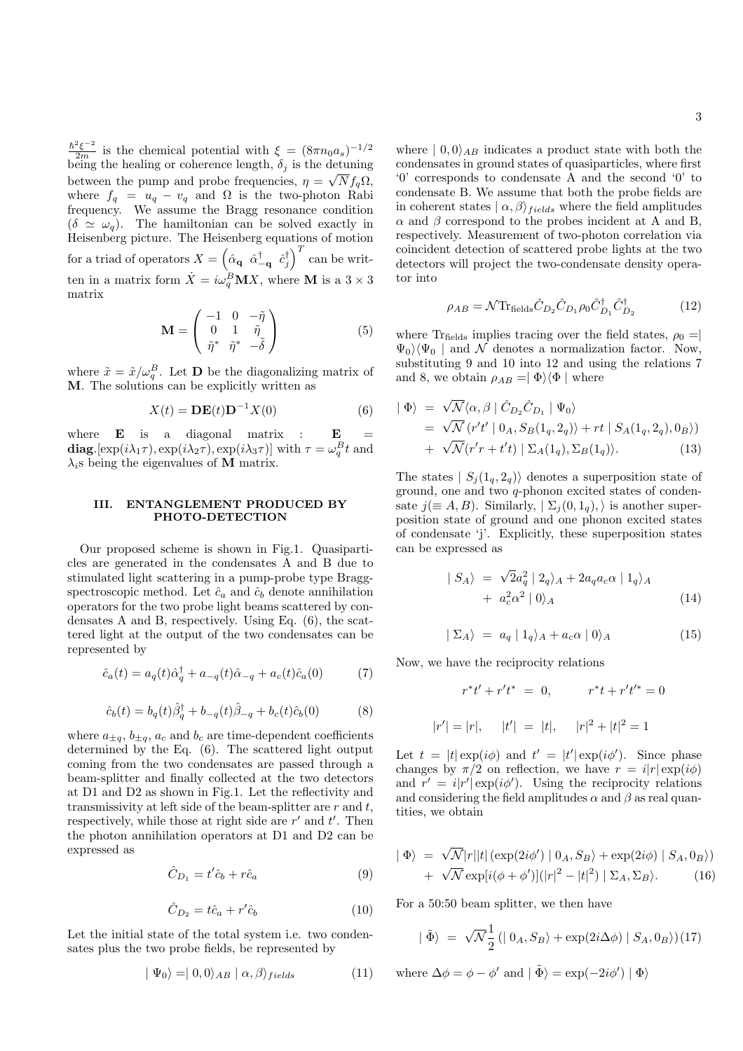$\frac{\hbar^2 \xi^{-2}}{2m}$ is the chemical potential with $\xi = (8\pi n_0 a_s)^{-1/2}$ being the healing or coherence length, $\delta_j$ is the detuning between the pump and probe frequencies, $\eta = \sqrt{N} f_q \Omega$, where $f_q = u_q - v_q$ and $\Omega$ is the two-photon Rabi frequency. We assume the Bragg resonance condition ($\delta \simeq \omega_q$). The hamiltonian can be solved exactly in Heisenberg picture. The Heisenberg equations of motion for a triad of operators $X = \begin{pmatrix} \hat{\alpha}_{\mathbf{q}} & \hat{\alpha}^\dagger_{-\mathbf{q}} & \hat{c}^\dagger_j \end{pmatrix}^T$ can be written in a matrix form $\dot{X} = i\omega^B_q \mathbf{M} X$, where $\mathbf{M}$ is a $3\times 3$ matrix

$$\mathbf{M} = \begin{pmatrix} -1 & 0 & -\tilde{\eta} \\ 0 & 1 & \tilde{\eta} \\ \tilde{\eta}^* & \tilde{\eta}^* & -\tilde{\delta} \end{pmatrix} \tag{5}$$

where $\tilde{x} = \tilde{x}/\omega^B_q$. Let $\mathbf{D}$ be the diagonalizing matrix of $\mathbf{M}$. The solutions can be explicitly written as

$$X(t) = \mathbf{D}\mathbf{E}(t)\mathbf{D}^{-1}X(0) \tag{6}$$

where $\mathbf{E}$ is a diagonal matrix : $\mathbf{E} = \mathbf{diag}.[\exp(i\lambda_1\tau), \exp(i\lambda_2\tau), \exp(i\lambda_3\tau)]$ with $\tau = \omega^B_q t$ and $\lambda_i$s being the eigenvalues of $\mathbf{M}$ matrix.

## III. ENTANGLEMENT PRODUCED BY PHOTO-DETECTION

Our proposed scheme is shown in Fig.1. Quasiparticles are generated in the condensates A and B due to stimulated light scattering in a pump-probe type Bragg-spectroscopic method. Let $\hat{c}_a$ and $\hat{c}_b$ denote annihilation operators for the two probe light beams scattered by condensates A and B, respectively. Using Eq. (6), the scattered light at the output of the two condensates can be represented by

$$\hat{c}_a(t) = a_q(t)\hat{\alpha}^\dagger_q + a_{-q}(t)\hat{\alpha}_{-q} + a_c(t)\hat{c}_a(0) \tag{7}$$

$$\hat{c}_b(t) = b_q(t)\hat{\beta}^\dagger_q + b_{-q}(t)\hat{\beta}_{-q} + b_c(t)\hat{c}_b(0) \tag{8}$$

where $a_{\pm q}$, $b_{\pm q}$, $a_c$ and $b_c$ are time-dependent coefficients determined by the Eq. (6). The scattered light output coming from the two condensates are passed through a beam-splitter and finally collected at the two detectors at D1 and D2 as shown in Fig.1. Let the reflectivity and transmissivity at left side of the beam-splitter are $r$ and $t$, respectively, while those at right side are $r'$ and $t'$. Then the photon annihilation operators at D1 and D2 can be expressed as

$$\hat{C}_{D_1} = t'\hat{c}_b + r\hat{c}_a \tag{9}$$

$$\hat{C}_{D_2} = t\hat{c}_a + r'\hat{c}_b \tag{10}$$

Let the initial state of the total system i.e. two condensates plus the two probe fields, be represented by

$$\mid \Psi_0\rangle = \mid 0,0\rangle_{AB} \mid \alpha,\beta\rangle_{fields} \tag{11}$$

where $\mid 0,0\rangle_{AB}$ indicates a product state with both the condensates in ground states of quasiparticles, where first '0' corresponds to condensate A and the second '0' to condensate B. We assume that both the probe fields are in coherent states $\mid \alpha,\beta\rangle_{fields}$ where the field amplitudes $\alpha$ and $\beta$ correspond to the probes incident at A and B, respectively. Measurement of two-photon correlation via coincident detection of scattered probe lights at the two detectors will project the two-condensate density operator into

$$\rho_{AB} = \mathcal{N}\mathrm{Tr}_{\mathrm{fields}}\hat{C}_{D_2}\hat{C}_{D_1}\rho_0\hat{C}^\dagger_{D_1}\hat{C}^\dagger_{D_2} \tag{12}$$

where $\mathrm{Tr}_{\mathrm{fields}}$ implies tracing over the field states, $\rho_0 = \mid \Psi_0\rangle\langle\Psi_0 \mid$ and $\mathcal{N}$ denotes a normalization factor. Now, substituting 9 and 10 into 12 and using the relations 7 and 8, we obtain $\rho_{AB} = \mid \Phi\rangle\langle\Phi \mid$ where

$$\begin{aligned} \mid \Phi\rangle &= \sqrt{\mathcal{N}}\langle\alpha,\beta \mid \hat{C}_{D_2}\hat{C}_{D_1} \mid \Psi_0\rangle \\ &= \sqrt{\mathcal{N}}\,(r't' \mid 0_A, S_B(1_q,2_q)\rangle + rt \mid S_A(1_q,2_q), 0_B\rangle) \\ &+ \sqrt{\mathcal{N}}(r'r + t't) \mid \Sigma_A(1_q), \Sigma_B(1_q)\rangle. \end{aligned} \tag{13}$$

The states $\mid S_j(1_q,2_q)\rangle$ denotes a superposition state of ground, one and two $q$-phonon excited states of condensate $j(\equiv A,B)$. Similarly, $\mid \Sigma_j(0,1_q),\rangle$ is another superposition state of ground and one phonon excited states of condensate 'j'. Explicitly, these superposition states can be expressed as

$$\begin{aligned} \mid S_A\rangle &= \sqrt{2}a_q^2 \mid 2_q\rangle_A + 2a_q a_c\alpha \mid 1_q\rangle_A \\ &+ a_c^2\alpha^2 \mid 0\rangle_A \end{aligned} \tag{14}$$

$$\mid \Sigma_A\rangle = a_q \mid 1_q\rangle_A + a_c\alpha \mid 0\rangle_A \tag{15}$$

Now, we have the reciprocity relations

$$r^*t' + r't^* = 0, \qquad r^*t + r't'^* = 0$$

$$|r'| = |r|, \qquad |t'| = |t|, \qquad |r|^2 + |t|^2 = 1$$

Let $t = |t|\exp(i\phi)$ and $t' = |t'|\exp(i\phi')$. Since phase changes by $\pi/2$ on reflection, we have $r = i|r|\exp(i\phi)$ and $r' = i|r'|\exp(i\phi')$. Using the reciprocity relations and considering the field amplitudes $\alpha$ and $\beta$ as real quantities, we obtain

$$\begin{aligned} \mid \Phi\rangle &= \sqrt{\mathcal{N}}|r||t|\,(\exp(2i\phi') \mid 0_A, S_B\rangle + \exp(2i\phi) \mid S_A, 0_B\rangle) \\ &+ \sqrt{\mathcal{N}}\exp[i(\phi+\phi')](|r|^2 - |t|^2) \mid \Sigma_A, \Sigma_B\rangle. \end{aligned} \tag{16}$$

For a 50:50 beam splitter, we then have

$$\mid \tilde{\Phi}\rangle = \sqrt{\mathcal{N}}\frac{1}{2}\,(\mid 0_A, S_B\rangle + \exp(2i\Delta\phi) \mid S_A, 0_B\rangle) \tag{17}$$

where $\Delta\phi = \phi - \phi'$ and $\mid \tilde{\Phi}\rangle = \exp(-2i\phi') \mid \Phi\rangle$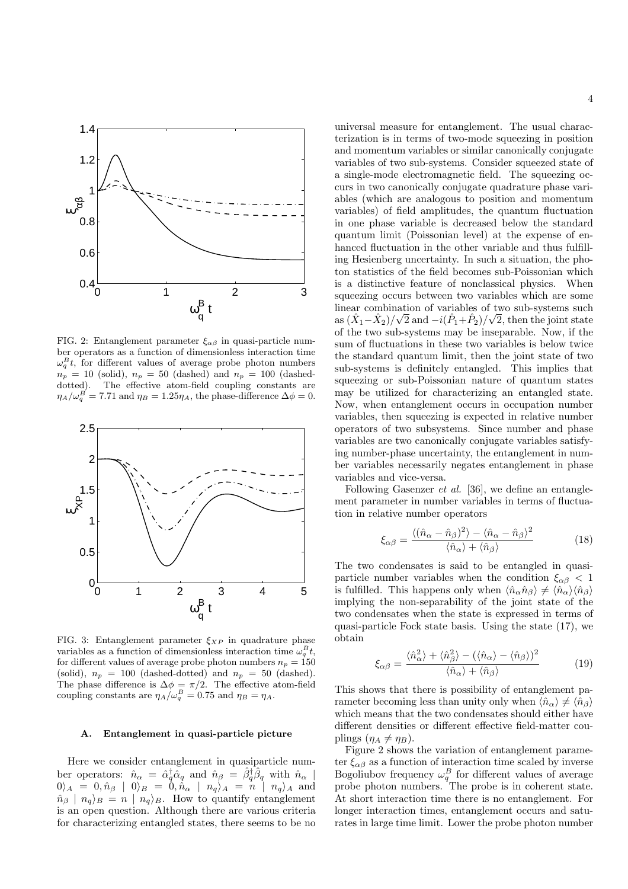FIG. 2: Entanglement parameter $\xi_{\alpha\beta}$ in quasi-particle number operators as a function of dimensionless interaction time $\omega_q^B t$, for different values of average probe photon numbers $n_p = 10$ (solid), $n_p = 50$ (dashed) and $n_p = 100$ (dashed-dotted). The effective atom-field coupling constants are $\eta_A/\omega_q^B = 7.71$ and $\eta_B = 1.25\eta_A$, the phase-difference $\Delta\phi = 0$.

FIG. 3: Entanglement parameter $\xi_{XP}$ in quadrature phase variables as a function of dimensionless interaction time $\omega_q^B t$, for different values of average probe photon numbers $n_p = 150$ (solid), $n_p = 100$ (dashed-dotted) and $n_p = 50$ (dashed). The phase difference is $\Delta\phi = \pi/2$. The effective atom-field coupling constants are $\eta_A/\omega_q^B = 0.75$ and $\eta_B = \eta_A$.

### A. Entanglement in quasi-particle picture

Here we consider entanglement in quasiparticle number operators: $\hat{n}_\alpha = \hat{\alpha}_q^\dagger \hat{\alpha}_q$ and $\hat{n}_\beta = \hat{\beta}_q^\dagger \hat{\beta}_q$ with $\hat{n}_\alpha \mid 0\rangle_A = 0, \hat{n}_\beta \mid 0\rangle_B = 0, \hat{n}_\alpha \mid n_q\rangle_A = n \mid n_q\rangle_A$ and $\hat{n}_\beta \mid n_q\rangle_B = n \mid n_q\rangle_B$. How to quantify entanglement is an open question. Although there are various criteria for characterizing entangled states, there seems to be no universal measure for entanglement. The usual characterization is in terms of two-mode squeezing in position and momentum variables or similar canonically conjugate variables of two sub-systems. Consider squeezed state of a single-mode electromagnetic field. The squeezing occurs in two canonically conjugate quadrature phase variables (which are analogous to position and momentum variables) of field amplitudes, the quantum fluctuation in one phase variable is decreased below the standard quantum limit (Poissonian level) at the expense of enhanced fluctuation in the other variable and thus fulfilling Hesienberg uncertainty. In such a situation, the photon statistics of the field becomes sub-Poissonian which is a distinctive feature of nonclassical physics. When squeezing occurs between two variables which are some linear combination of variables of two sub-systems such as $(\hat{X}_1 - \hat{X}_2)/\sqrt{2}$ and $-i(\hat{P}_1 + \hat{P}_2)/\sqrt{2}$, then the joint state of the two sub-systems may be inseparable. Now, if the sum of fluctuations in these two variables is below twice the standard quantum limit, then the joint state of two sub-systems is definitely entangled. This implies that squeezing or sub-Poissonian nature of quantum states may be utilized for characterizing an entangled state. Now, when entanglement occurs in occupation number variables, then squeezing is expected in relative number operators of two subsystems. Since number and phase variables are two canonically conjugate variables satisfying number-phase uncertainty, the entanglement in number variables necessarily negates entanglement in phase variables and vice-versa.

Following Gasenzer *et al.* [36], we define an entanglement parameter in number variables in terms of fluctuation in relative number operators

$$\xi_{\alpha\beta} = \frac{\langle(\hat{n}_\alpha - \hat{n}_\beta)^2\rangle - \langle\hat{n}_\alpha - \hat{n}_\beta\rangle^2}{\langle\hat{n}_\alpha\rangle + \langle\hat{n}_\beta\rangle} \tag{18}$$

The two condensates is said to be entangled in quasi-particle number variables when the condition $\xi_{\alpha\beta} < 1$ is fulfilled. This happens only when $\langle\hat{n}_\alpha \hat{n}_\beta\rangle \neq \langle\hat{n}_\alpha\rangle\langle\hat{n}_\beta\rangle$ implying the non-separability of the joint state of the two condensates when the state is expressed in terms of quasi-particle Fock state basis. Using the state (17), we obtain

$$\xi_{\alpha\beta} = \frac{\langle\hat{n}_\alpha^2\rangle + \langle\hat{n}_\beta^2\rangle - (\langle\hat{n}_\alpha\rangle - \langle\hat{n}_\beta\rangle)^2}{\langle\hat{n}_\alpha\rangle + \langle\hat{n}_\beta\rangle} \tag{19}$$

This shows that there is possibility of entanglement parameter becoming less than unity only when $\langle\hat{n}_\alpha\rangle \neq \langle\hat{n}_\beta\rangle$ which means that the two condensates should either have different densities or different effective field-matter couplings ($\eta_A \neq \eta_B$).

Figure 2 shows the variation of entanglement parameter $\xi_{\alpha\beta}$ as a function of interaction time scaled by inverse Bogoliubov frequency $\omega_q^B$ for different values of average probe photon numbers. The probe is in coherent state. At short interaction time there is no entanglement. For longer interaction times, entanglement occurs and saturates in large time limit. Lower the probe photon number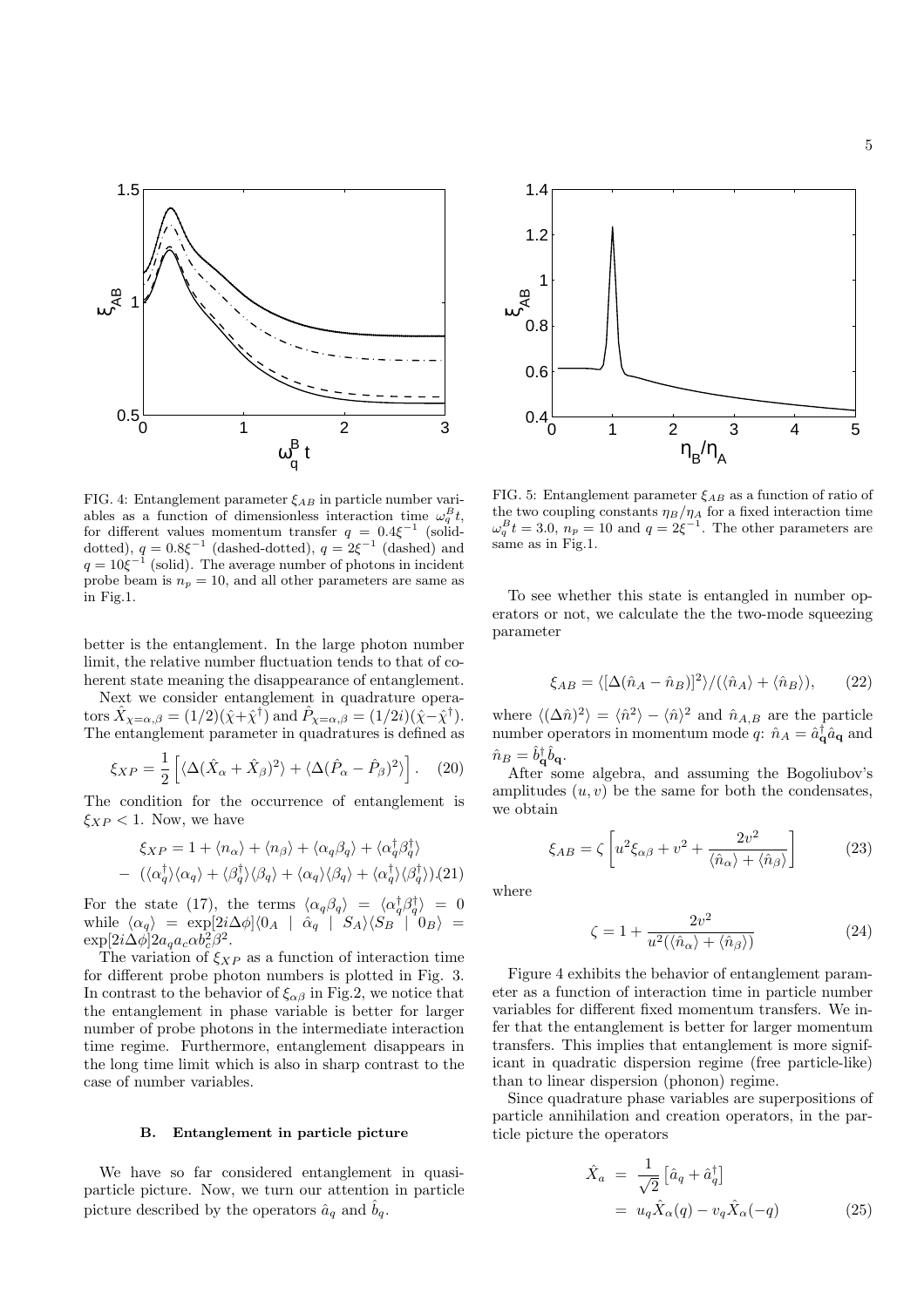FIG. 4: Entanglement parameter $\xi_{AB}$ in particle number variables as a function of dimensionless interaction time $\omega_q^B t$, for different values momentum transfer $q = 0.4\xi^{-1}$ (solid-dotted), $q = 0.8\xi^{-1}$ (dashed-dotted), $q = 2\xi^{-1}$ (dashed) and $q = 10\xi^{-1}$ (solid). The average number of photons in incident probe beam is $n_p = 10$, and all other parameters are same as in Fig.1.

FIG. 5: Entanglement parameter $\xi_{AB}$ as a function of ratio of the two coupling constants $\eta_B/\eta_A$ for a fixed interaction time $\omega_q^B t = 3.0$, $n_p = 10$ and $q = 2\xi^{-1}$. The other parameters are same as in Fig.1.

better is the entanglement. In the large photon number limit, the relative number fluctuation tends to that of coherent state meaning the disappearance of entanglement.

Next we consider entanglement in quadrature operators $\hat{X}_{\chi=\alpha,\beta} = (1/2)(\hat{\chi}+\hat{\chi}^\dagger)$ and $\hat{P}_{\chi=\alpha,\beta} = (1/2i)(\hat{\chi}-\hat{\chi}^\dagger)$. The entanglement parameter in quadratures is defined as

$$\xi_{XP} = \frac{1}{2}\left[\langle \Delta(\hat{X}_\alpha + \hat{X}_\beta)^2\rangle + \langle \Delta(\hat{P}_\alpha - \hat{P}_\beta)^2\rangle\right]. \quad (20)$$

The condition for the occurrence of entanglement is $\xi_{XP} < 1$. Now, we have

$$\begin{aligned}\xi_{XP} &= 1 + \langle n_\alpha\rangle + \langle n_\beta\rangle + \langle \alpha_q\beta_q\rangle + \langle \alpha_q^\dagger\beta_q^\dagger\rangle \\ &- (\langle\alpha_q^\dagger\rangle\langle\alpha_q\rangle + \langle\beta_q^\dagger\rangle\langle\beta_q\rangle + \langle\alpha_q\rangle\langle\beta_q\rangle + \langle\alpha_q^\dagger\rangle\langle\beta_q^\dagger\rangle). \quad (21)\end{aligned}$$

For the state (17), the terms $\langle\alpha_q\beta_q\rangle = \langle\alpha_q^\dagger\beta_q^\dagger\rangle = 0$ while $\langle\alpha_q\rangle = \exp[2i\Delta\phi]\langle 0_A \mid \hat{\alpha}_q \mid S_A\rangle\langle S_B \mid 0_B\rangle = \exp[2i\Delta\phi]2a_q a_c \alpha b_c^2\beta^2$.

The variation of $\xi_{XP}$ as a function of interaction time for different probe photon numbers is plotted in Fig. 3. In contrast to the behavior of $\xi_{\alpha\beta}$ in Fig.2, we notice that the entanglement in phase variable is better for larger number of probe photons in the intermediate interaction time regime. Furthermore, entanglement disappears in the long time limit which is also in sharp contrast to the case of number variables.

### B. Entanglement in particle picture

We have so far considered entanglement in quasi-particle picture. Now, we turn our attention in particle picture described by the operators $\hat{a}_q$ and $\hat{b}_q$.

To see whether this state is entangled in number operators or not, we calculate the the two-mode squeezing parameter

$$\xi_{AB} = \langle[\Delta(\hat{n}_A - \hat{n}_B)]^2\rangle/(\langle\hat{n}_A\rangle + \langle\hat{n}_B\rangle), \quad (22)$$

where $\langle(\Delta\hat{n})^2\rangle = \langle\hat{n}^2\rangle - \langle\hat{n}\rangle^2$ and $\hat{n}_{A,B}$ are the particle number operators in momentum mode $q$: $\hat{n}_A = \hat{a}_{\mathbf{q}}^\dagger\hat{a}_{\mathbf{q}}$ and $\hat{n}_B = \hat{b}_{\mathbf{q}}^\dagger\hat{b}_{\mathbf{q}}$.

After some algebra, and assuming the Bogoliubov's amplitudes $(u, v)$ be the same for both the condensates, we obtain

$$\xi_{AB} = \zeta\left[u^2\xi_{\alpha\beta} + v^2 + \frac{2v^2}{\langle\hat{n}_\alpha\rangle + \langle\hat{n}_\beta\rangle}\right] \quad (23)$$

where

$$\zeta = 1 + \frac{2v^2}{u^2(\langle\hat{n}_\alpha\rangle + \langle\hat{n}_\beta\rangle)} \quad (24)$$

Figure 4 exhibits the behavior of entanglement parameter as a function of interaction time in particle number variables for different fixed momentum transfers. We infer that the entanglement is better for larger momentum transfers. This implies that entanglement is more significant in quadratic dispersion regime (free particle-like) than to linear dispersion (phonon) regime.

Since quadrature phase variables are superpositions of particle annihilation and creation operators, in the particle picture the operators

$$\begin{aligned}\hat{X}_a &= \frac{1}{\sqrt{2}}\left[\hat{a}_q + \hat{a}_q^\dagger\right] \\ &= u_q\hat{X}_\alpha(q) - v_q\hat{X}_\alpha(-q) \quad (25)\end{aligned}$$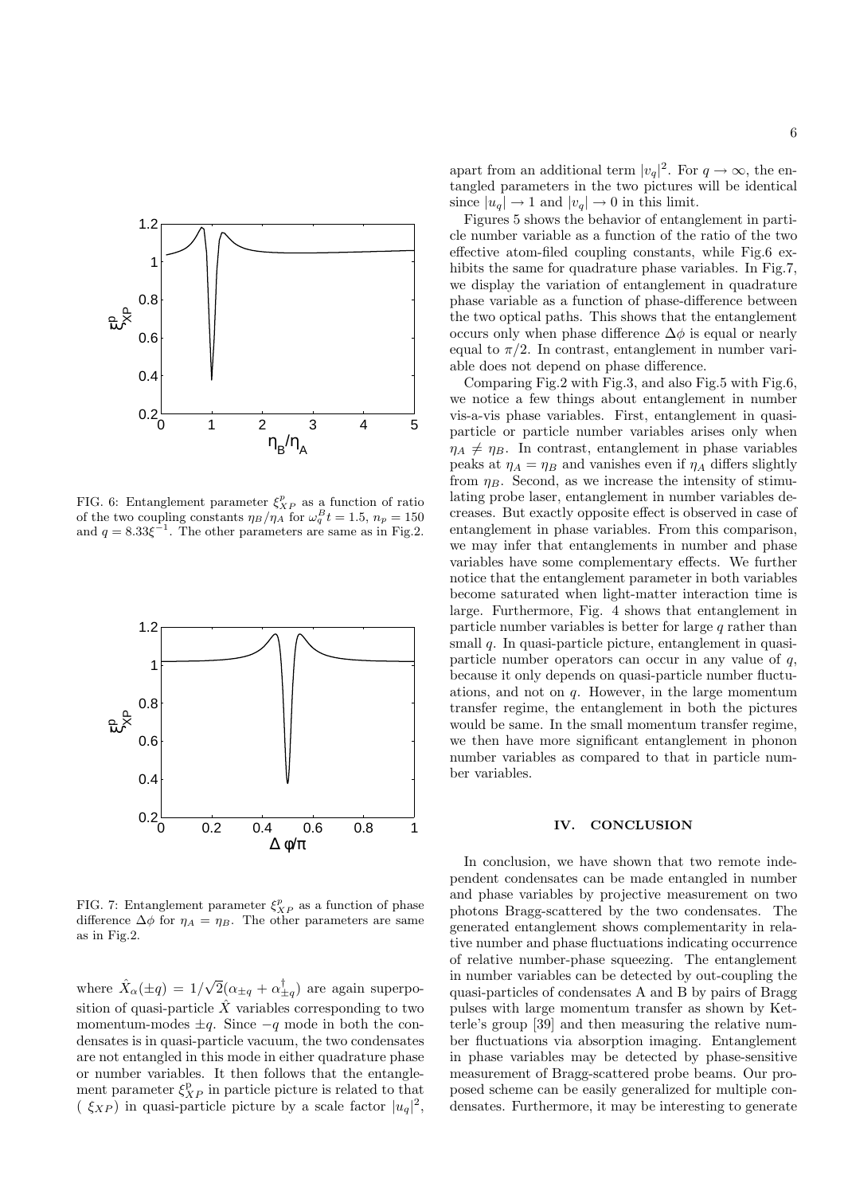FIG. 6: Entanglement parameter $\xi^p_{XP}$ as a function of ratio of the two coupling constants $\eta_B/\eta_A$ for $\omega^B_q t = 1.5$, $n_p = 150$ and $q = 8.33\xi^{-1}$. The other parameters are same as in Fig.2.

FIG. 7: Entanglement parameter $\xi^p_{XP}$ as a function of phase difference $\Delta\phi$ for $\eta_A = \eta_B$. The other parameters are same as in Fig.2.

where $\hat{X}_\alpha(\pm q) = 1/\sqrt{2}(\alpha_{\pm q} + \alpha^\dagger_{\pm q})$ are again superposition of quasi-particle $\hat{X}$ variables corresponding to two momentum-modes $\pm q$. Since $-q$ mode in both the condensates is in quasi-particle vacuum, the two condensates are not entangled in this mode in either quadrature phase or number variables. It then follows that the entanglement parameter $\xi^p_{XP}$ in particle picture is related to that ( $\xi_{XP}$) in quasi-particle picture by a scale factor $|u_q|^2$, apart from an additional term $|v_q|^2$. For $q \to \infty$, the entangled parameters in the two pictures will be identical since $|u_q| \to 1$ and $|v_q| \to 0$ in this limit.

Figures 5 shows the behavior of entanglement in particle number variable as a function of the ratio of the two effective atom-filed coupling constants, while Fig.6 exhibits the same for quadrature phase variables. In Fig.7, we display the variation of entanglement in quadrature phase variable as a function of phase-difference between the two optical paths. This shows that the entanglement occurs only when phase difference $\Delta\phi$ is equal or nearly equal to $\pi/2$. In contrast, entanglement in number variable does not depend on phase difference.

Comparing Fig.2 with Fig.3, and also Fig.5 with Fig.6, we notice a few things about entanglement in number vis-a-vis phase variables. First, entanglement in quasi-particle or particle number variables arises only when $\eta_A \neq \eta_B$. In contrast, entanglement in phase variables peaks at $\eta_A = \eta_B$ and vanishes even if $\eta_A$ differs slightly from $\eta_B$. Second, as we increase the intensity of stimulating probe laser, entanglement in number variables decreases. But exactly opposite effect is observed in case of entanglement in phase variables. From this comparison, we may infer that entanglements in number and phase variables have some complementary effects. We further notice that the entanglement parameter in both variables become saturated when light-matter interaction time is large. Furthermore, Fig. 4 shows that entanglement in particle number variables is better for large $q$ rather than small $q$. In quasi-particle picture, entanglement in quasi-particle number operators can occur in any value of $q$, because it only depends on quasi-particle number fluctuations, and not on $q$. However, in the large momentum transfer regime, the entanglement in both the pictures would be same. In the small momentum transfer regime, we then have more significant entanglement in phonon number variables as compared to that in particle number variables.

## IV. CONCLUSION

In conclusion, we have shown that two remote independent condensates can be made entangled in number and phase variables by projective measurement on two photons Bragg-scattered by the two condensates. The generated entanglement shows complementarity in relative number and phase fluctuations indicating occurrence of relative number-phase squeezing. The entanglement in number variables can be detected by out-coupling the quasi-particles of condensates A and B by pairs of Bragg pulses with large momentum transfer as shown by Ketterle's group [39] and then measuring the relative number fluctuations via absorption imaging. Entanglement in phase variables may be detected by phase-sensitive measurement of Bragg-scattered probe beams. Our proposed scheme can be easily generalized for multiple condensates. Furthermore, it may be interesting to generate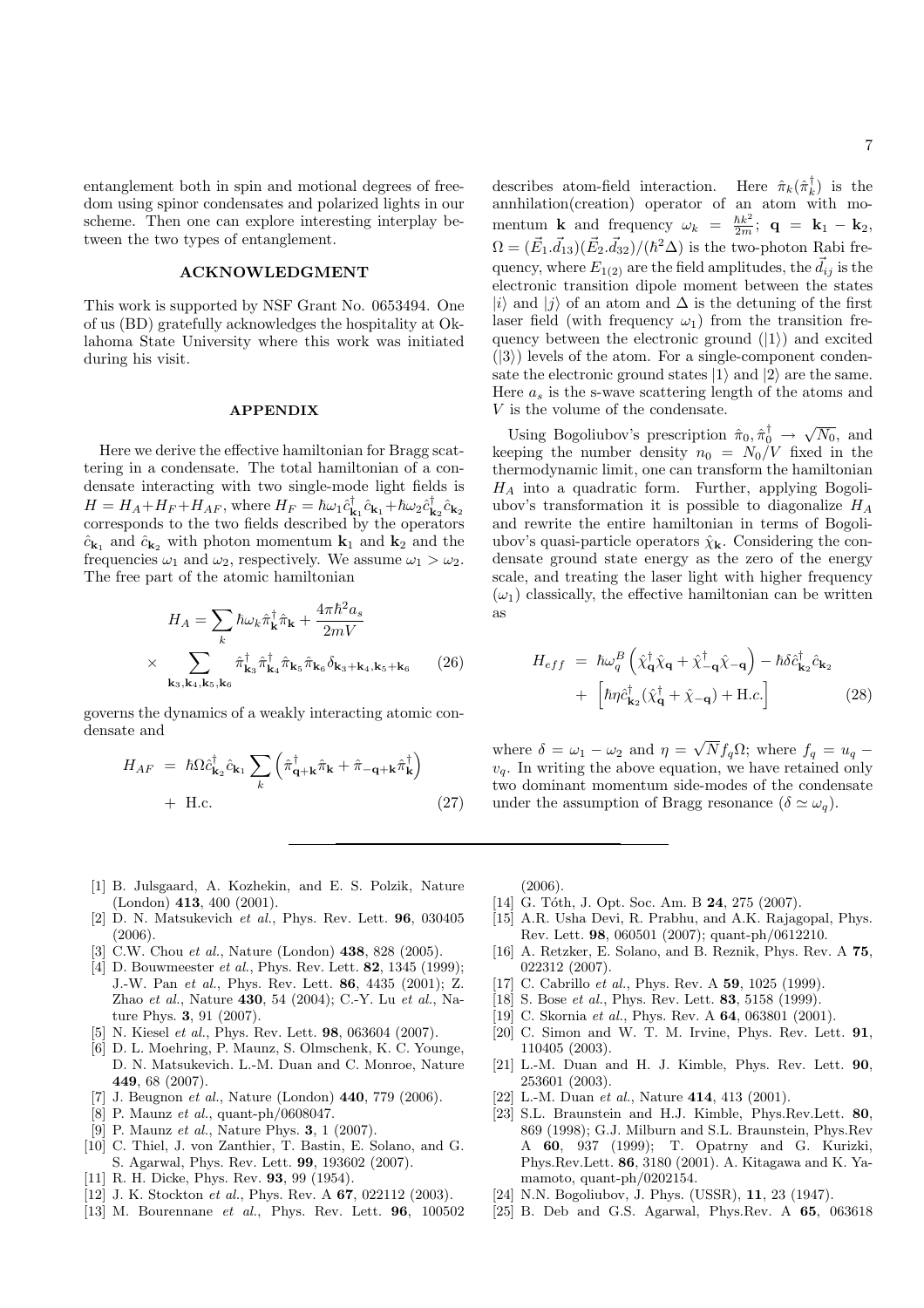entanglement both in spin and motional degrees of freedom using spinor condensates and polarized lights in our scheme. Then one can explore interesting interplay between the two types of entanglement.

## ACKNOWLEDGMENT

This work is supported by NSF Grant No. 0653494. One of us (BD) gratefully acknowledges the hospitality at Oklahoma State University where this work was initiated during his visit.

## APPENDIX

Here we derive the effective hamiltonian for Bragg scattering in a condensate. The total hamiltonian of a condensate interacting with two single-mode light fields is $H = H_A + H_F + H_{AF}$, where $H_F = \hbar\omega_1 \hat{c}^{\dagger}_{\mathbf{k}_1}\hat{c}_{\mathbf{k}_1} + \hbar\omega_2 \hat{c}^{\dagger}_{\mathbf{k}_2}\hat{c}_{\mathbf{k}_2}$ corresponds to the two fields described by the operators $\hat{c}_{\mathbf{k}_1}$ and $\hat{c}_{\mathbf{k}_2}$ with photon momentum $\mathbf{k}_1$ and $\mathbf{k}_2$ and the frequencies $\omega_1$ and $\omega_2$, respectively. We assume $\omega_1 > \omega_2$. The free part of the atomic hamiltonian

$$
H_A = \sum_k \hbar\omega_k \hat{\pi}^{\dagger}_{\mathbf{k}}\hat{\pi}_{\mathbf{k}} + \frac{4\pi\hbar^2 a_s}{2mV} \times \sum_{\mathbf{k}_3,\mathbf{k}_4,\mathbf{k}_5,\mathbf{k}_6} \hat{\pi}^{\dagger}_{\mathbf{k}_3}\hat{\pi}^{\dagger}_{\mathbf{k}_4}\hat{\pi}_{\mathbf{k}_5}\hat{\pi}_{\mathbf{k}_6}\delta_{\mathbf{k}_3+\mathbf{k}_4,\mathbf{k}_5+\mathbf{k}_6} \quad (26)
$$

governs the dynamics of a weakly interacting atomic condensate and

$$
H_{AF} = \hbar\Omega \hat{c}^{\dagger}_{\mathbf{k}_2}\hat{c}_{\mathbf{k}_1} \sum_k \left( \hat{\pi}^{\dagger}_{\mathbf{q}+\mathbf{k}}\hat{\pi}_{\mathbf{k}} + \hat{\pi}_{-\mathbf{q}+\mathbf{k}}\hat{\pi}^{\dagger}_{\mathbf{k}} \right) + \text{H.c.} \quad (27)
$$

describes atom-field interaction. Here $\hat{\pi}_k(\hat{\pi}^{\dagger}_k)$ is the annihilation(creation) operator of an atom with momentum $\mathbf{k}$ and frequency $\omega_k = \frac{\hbar k^2}{2m}$; $\mathbf{q} = \mathbf{k}_1 - \mathbf{k}_2$, $\Omega = (\vec{E}_1.\vec{d}_{13})(\vec{E}_2.\vec{d}_{32})/(\hbar^2\Delta)$ is the two-photon Rabi frequency, where $E_{1(2)}$ are the field amplitudes, the $\vec{d}_{ij}$ is the electronic transition dipole moment between the states $|i\rangle$ and $|j\rangle$ of an atom and $\Delta$ is the detuning of the first laser field (with frequency $\omega_1$) from the transition frequency between the electronic ground ($|1\rangle$) and excited ($|3\rangle$) levels of the atom. For a single-component condensate the electronic ground states $|1\rangle$ and $|2\rangle$ are the same. Here $a_s$ is the s-wave scattering length of the atoms and $V$ is the volume of the condensate.

Using Bogoliubov's prescription $\hat{\pi}_0, \hat{\pi}^{\dagger}_0 \rightarrow \sqrt{N_0}$, and keeping the number density $n_0 = N_0/V$ fixed in the thermodynamic limit, one can transform the hamiltonian $H_A$ into a quadratic form. Further, applying Bogoliubov's transformation it is possible to diagonalize $H_A$ and rewrite the entire hamiltonian in terms of Bogoliubov's quasi-particle operators $\hat{\chi}_{\mathbf{k}}$. Considering the condensate ground state energy as the zero of the energy scale, and treating the laser light with higher frequency ($\omega_1$) classically, the effective hamiltonian can be written as

$$
H_{eff} = \hbar\omega^B_q \left( \hat{\chi}^{\dagger}_{\mathbf{q}}\hat{\chi}_{\mathbf{q}} + \hat{\chi}^{\dagger}_{-\mathbf{q}}\hat{\chi}_{-\mathbf{q}} \right) - \hbar\delta \hat{c}^{\dagger}_{\mathbf{k}_2}\hat{c}_{\mathbf{k}_2} + \left[ \hbar\eta \hat{c}^{\dagger}_{\mathbf{k}_2}(\hat{\chi}^{\dagger}_{\mathbf{q}} + \hat{\chi}_{-\mathbf{q}}) + \text{H.c.} \right] \quad (28)
$$

where $\delta = \omega_1 - \omega_2$ and $\eta = \sqrt{N} f_q \Omega$; where $f_q = u_q - v_q$. In writing the above equation, we have retained only two dominant momentum side-modes of the condensate under the assumption of Bragg resonance ($\delta \simeq \omega_q$).

---

[1] B. Julsgaard, A. Kozhekin, and E. S. Polzik, Nature (London) **413**, 400 (2001).
[2] D. N. Matsukevich *et al.*, Phys. Rev. Lett. **96**, 030405 (2006).
[3] C.W. Chou *et al.*, Nature (London) **438**, 828 (2005).
[4] D. Bouwmeester *et al.*, Phys. Rev. Lett. **82**, 1345 (1999); J.-W. Pan *et al.*, Phys. Rev. Lett. **86**, 4435 (2001); Z. Zhao *et al.*, Nature **430**, 54 (2004); C.-Y. Lu *et al.*, Nature Phys. **3**, 91 (2007).
[5] N. Kiesel *et al.*, Phys. Rev. Lett. **98**, 063604 (2007).
[6] D. L. Moehring, P. Maunz, S. Olmschenk, K. C. Younge, D. N. Matsukevich. L.-M. Duan and C. Monroe, Nature **449**, 68 (2007).
[7] J. Beugnon *et al.*, Nature (London) **440**, 779 (2006).
[8] P. Maunz *et al.*, quant-ph/0608047.
[9] P. Maunz *et al.*, Nature Phys. **3**, 1 (2007).
[10] C. Thiel, J. von Zanthier, T. Bastin, E. Solano, and G. S. Agarwal, Phys. Rev. Lett. **99**, 193602 (2007).
[11] R. H. Dicke, Phys. Rev. **93**, 99 (1954).
[12] J. K. Stockton *et al.*, Phys. Rev. A **67**, 022112 (2003).
[13] M. Bourennane *et al.*, Phys. Rev. Lett. **96**, 100502 (2006).
[14] G. Tóth, J. Opt. Soc. Am. B **24**, 275 (2007).
[15] A.R. Usha Devi, R. Prabhu, and A.K. Rajagopal, Phys. Rev. Lett. **98**, 060501 (2007); quant-ph/0612210.
[16] A. Retzker, E. Solano, and B. Reznik, Phys. Rev. A **75**, 022312 (2007).
[17] C. Cabrillo *et al.*, Phys. Rev. A **59**, 1025 (1999).
[18] S. Bose *et al.*, Phys. Rev. Lett. **83**, 5158 (1999).
[19] C. Skornia *et al.*, Phys. Rev. A **64**, 063801 (2001).
[20] C. Simon and W. T. M. Irvine, Phys. Rev. Lett. **91**, 110405 (2003).
[21] L.-M. Duan and H. J. Kimble, Phys. Rev. Lett. **90**, 253601 (2003).
[22] L.-M. Duan *et al.*, Nature **414**, 413 (2001).
[23] S.L. Braunstein and H.J. Kimble, Phys.Rev.Lett. **80**, 869 (1998); G.J. Milburn and S.L. Braunstein, Phys.Rev A **60**, 937 (1999); T. Opatrny and G. Kurizki, Phys.Rev.Lett. **86**, 3180 (2001). A. Kitagawa and K. Yamamoto, quant-ph/0202154.
[24] N.N. Bogoliubov, J. Phys. (USSR), **11**, 23 (1947).
[25] B. Deb and G.S. Agarwal, Phys.Rev. A **65**, 063618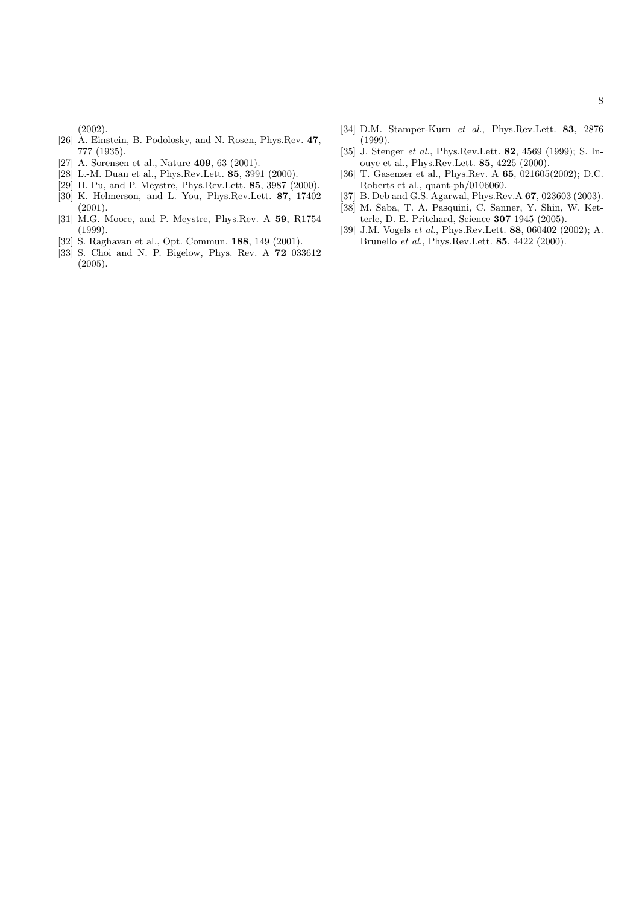(2002).

[26] A. Einstein, B. Podolosky, and N. Rosen, Phys.Rev. **47**, 777 (1935).

[27] A. Sorensen et al., Nature **409**, 63 (2001).

[28] L.-M. Duan et al., Phys.Rev.Lett. **85**, 3991 (2000).

[29] H. Pu, and P. Meystre, Phys.Rev.Lett. **85**, 3987 (2000).

[30] K. Helmerson, and L. You, Phys.Rev.Lett. **87**, 17402 (2001).

[31] M.G. Moore, and P. Meystre, Phys.Rev. A **59**, R1754 (1999).

[32] S. Raghavan et al., Opt. Commun. **188**, 149 (2001).

[33] S. Choi and N. P. Bigelow, Phys. Rev. A **72** 033612 (2005).

[34] D.M. Stamper-Kurn *et al.*, Phys.Rev.Lett. **83**, 2876 (1999).

[35] J. Stenger *et al.*, Phys.Rev.Lett. **82**, 4569 (1999); S. Inouye et al., Phys.Rev.Lett. **85**, 4225 (2000).

[36] T. Gasenzer et al., Phys.Rev. A **65**, 021605(2002); D.C. Roberts et al., quant-ph/0106060.

[37] B. Deb and G.S. Agarwal, Phys.Rev.A **67**, 023603 (2003).

[38] M. Saba, T. A. Pasquini, C. Sanner, Y. Shin, W. Ketterle, D. E. Pritchard, Science **307** 1945 (2005).

[39] J.M. Vogels *et al.*, Phys.Rev.Lett. **88**, 060402 (2002); A. Brunello *et al.*, Phys.Rev.Lett. **85**, 4422 (2000).